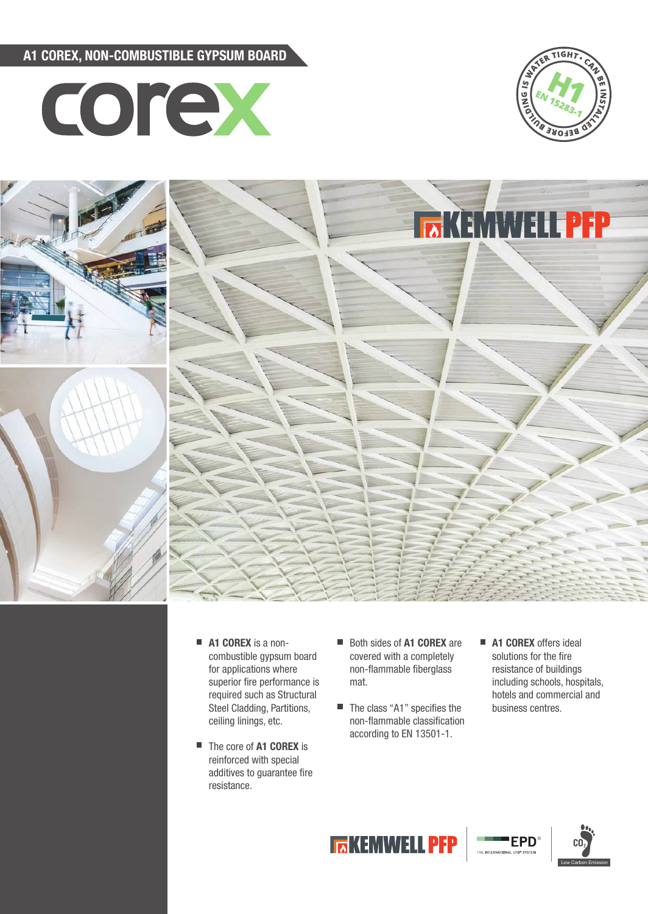# A1 COREX, NON-COMBUSTIBLE GYPSUM BOARD

corex

BUILDING IS WATER TIGHT • CAN BE INSTALLED BEFORE • H1 EN 15283-1

KEMWELL PFP

- **A1 COREX** is a non-combustible gypsum board for applications where superior fire performance is required such as Structural Steel Cladding, Partitions, ceiling linings, etc.
- The core of **A1 COREX** is reinforced with special additives to guarantee fire resistance.
- Both sides of **A1 COREX** are covered with a completely non-flammable fiberglass mat.
- The class "A1" specifies the non-flammable classification according to EN 13501-1.
- **A1 COREX** offers ideal solutions for the fire resistance of buildings including schools, hospitals, hotels and commercial and business centres.

KEMWELL PFP | EPD® THE INTERNATIONAL EPD® SYSTEM | $CO_2$ Low Carbon Emission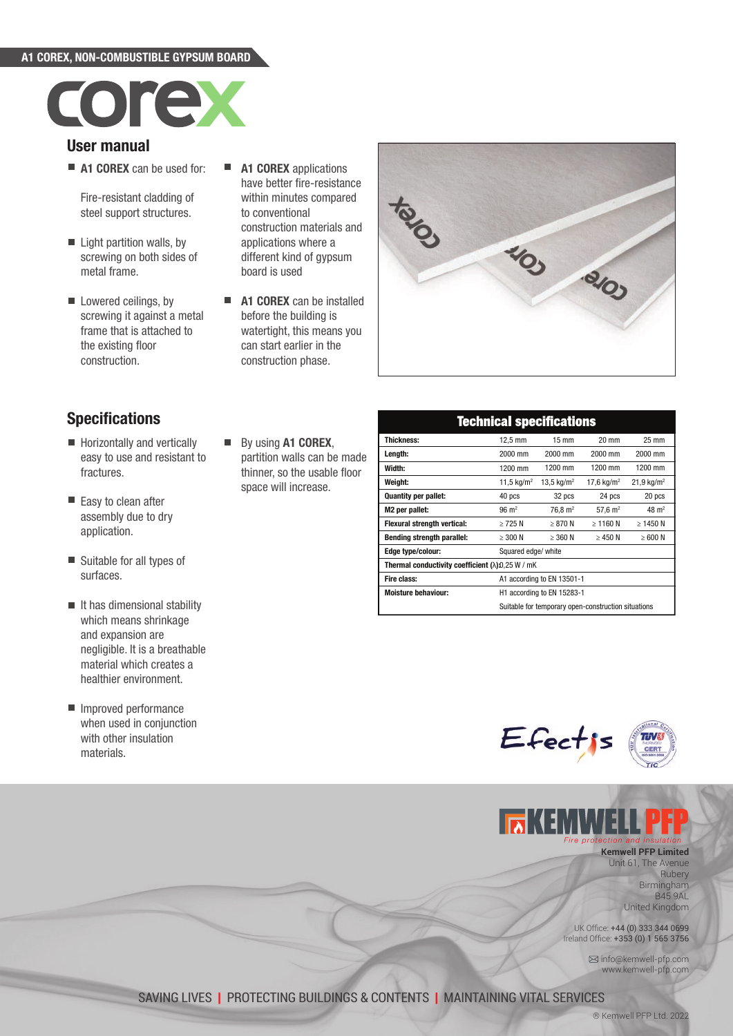A1 COREX, NON-COMBUSTIBLE GYPSUM BOARD

# corex

## User manual

- **A1 COREX** can be used for:

  Fire-resistant cladding of steel support structures.

- Light partition walls, by screwing on both sides of metal frame.
- Lowered ceilings, by screwing it against a metal frame that is attached to the existing floor construction.
- **A1 COREX** applications have better fire-resistance within minutes compared to conventional construction materials and applications where a different kind of gypsum board is used
- **A1 COREX** can be installed before the building is watertight, this means you can start earlier in the construction phase.

## Specifications

- Horizontally and vertically easy to use and resistant to fractures.
- Easy to clean after assembly due to dry application.
- Suitable for all types of surfaces.
- It has dimensional stability which means shrinkage and expansion are negligible. It is a breathable material which creates a healthier environment.
- Improved performance when used in conjunction with other insulation materials.
- By using **A1 COREX**, partition walls can be made thinner, so the usable floor space will increase.

## Technical specifications

| | | | | |
|---|---|---|---|---|
| **Thickness:** | 12,5 mm | 15 mm | 20 mm | 25 mm |
| **Length:** | 2000 mm | 2000 mm | 2000 mm | 2000 mm |
| **Width:** | 1200 mm | 1200 mm | 1200 mm | 1200 mm |
| **Weight:** | 11,5 kg/m² | 13,5 kg/m² | 17,6 kg/m² | 21,9 kg/m² |
| **Quantity per pallet:** | 40 pcs | 32 pcs | 24 pcs | 20 pcs |
| **M2 per pallet:** | 96 m² | 76,8 m² | 57,6 m² | 48 m² |
| **Flexural strength vertical:** | ≥ 725 N | ≥ 870 N | ≥ 1160 N | ≥ 1450 N |
| **Bending strength parallel:** | ≥ 300 N | ≥ 360 N | ≥ 450 N | ≥ 600 N |
| **Edge type/colour:** | Squared edge/ white | | | |
| **Thermal conductivity coefficient (λ):** | 0,25 W / mK | | | |
| **Fire class:** | A1 according to EN 13501-1 | | | |
| **Moisture behaviour:** | H1 according to EN 15283-1 | | | |
| | Suitable for temporary open-construction situations | | | |

Efectis

TÜV CERT

KEMWELL PFP
*Fire protection and insulation*

**Kemwell PFP Limited**
Unit 61, The Avenue
Rubery
Birmingham
B45 9AL
United Kingdom

UK Office: +44 (0) 333 344 0699
Ireland Office: +353 (0) 1 565 3756

info@kemwell-pfp.com
www.kemwell-pfp.com

SAVING LIVES | PROTECTING BUILDINGS & CONTENTS | MAINTAINING VITAL SERVICES

® Kemwell PFP Ltd. 2022